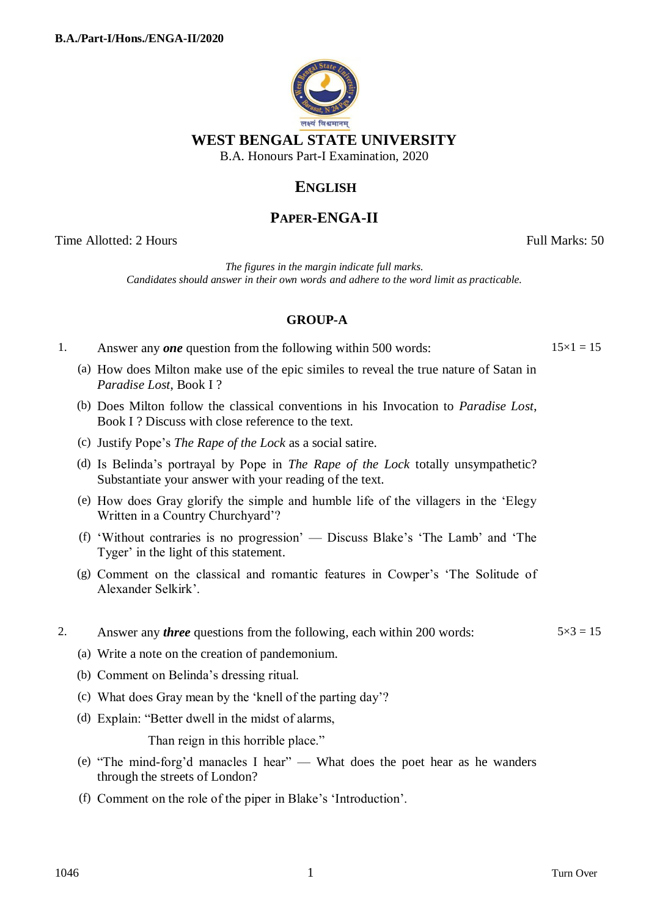# WEST BENGAL STATE UNIVERSITY

B.A. Honours Part-I Examination, 2020

## ENGLISH

## PAPER-ENGA-II

Time Allotted: 2 Hours — Full Marks: 50

*The figures in the margin indicate full marks.*
*Candidates should answer in their own words and adhere to the word limit as practicable.*

### GROUP-A

1. Answer any ***one*** question from the following within 500 words: — 15×1 = 15

   (a) How does Milton make use of the epic similes to reveal the true nature of Satan in *Paradise Lost*, Book I ?

   (b) Does Milton follow the classical conventions in his Invocation to *Paradise Lost*, Book I ? Discuss with close reference to the text.

   (c) Justify Pope's *The Rape of the Lock* as a social satire.

   (d) Is Belinda's portrayal by Pope in *The Rape of the Lock* totally unsympathetic? Substantiate your answer with your reading of the text.

   (e) How does Gray glorify the simple and humble life of the villagers in the 'Elegy Written in a Country Churchyard'?

   (f) 'Without contraries is no progression' — Discuss Blake's 'The Lamb' and 'The Tyger' in the light of this statement.

   (g) Comment on the classical and romantic features in Cowper's 'The Solitude of Alexander Selkirk'.

2. Answer any ***three*** questions from the following, each within 200 words: — 5×3 = 15

   (a) Write a note on the creation of pandemonium.

   (b) Comment on Belinda's dressing ritual.

   (c) What does Gray mean by the 'knell of the parting day'?

   (d) Explain: "Better dwell in the midst of alarms,

   Than reign in this horrible place."

   (e) "The mind-forg'd manacles I hear" — What does the poet hear as he wanders through the streets of London?

   (f) Comment on the role of the piper in Blake's 'Introduction'.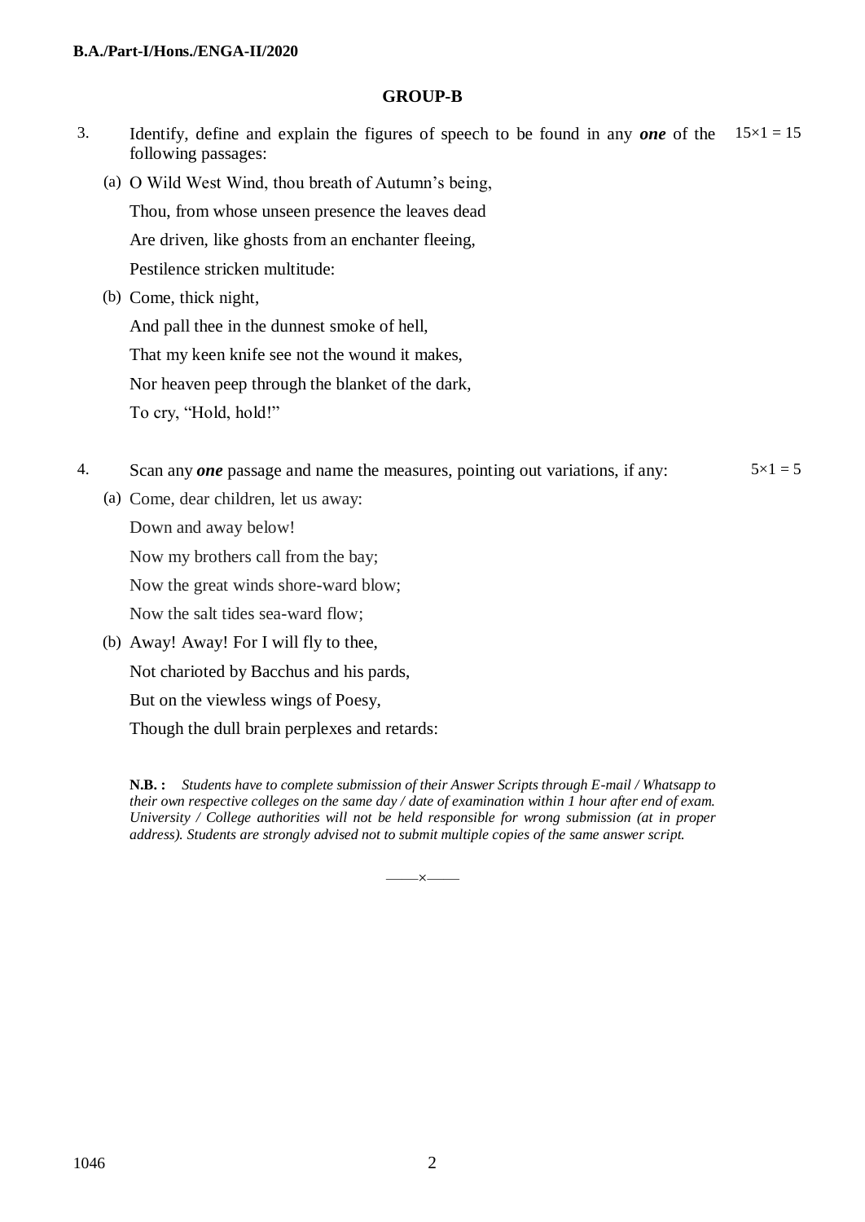## GROUP-B

3. Identify, define and explain the figures of speech to be found in any ***one*** of the following passages: 15×1 = 15

   (a) O Wild West Wind, thou breath of Autumn's being,
   Thou, from whose unseen presence the leaves dead
   Are driven, like ghosts from an enchanter fleeing,
   Pestilence stricken multitude:

   (b) Come, thick night,
   And pall thee in the dunnest smoke of hell,
   That my keen knife see not the wound it makes,
   Nor heaven peep through the blanket of the dark,
   To cry, "Hold, hold!"

4. Scan any ***one*** passage and name the measures, pointing out variations, if any: 5×1 = 5

   (a) Come, dear children, let us away:
   Down and away below!
   Now my brothers call from the bay;
   Now the great winds shore-ward blow;
   Now the salt tides sea-ward flow;

   (b) Away! Away! For I will fly to thee,
   Not charioted by Bacchus and his pards,
   But on the viewless wings of Poesy,
   Though the dull brain perplexes and retards:

**N.B. :** *Students have to complete submission of their Answer Scripts through E-mail / Whatsapp to their own respective colleges on the same day / date of examination within 1 hour after end of exam. University / College authorities will not be held responsible for wrong submission (at in proper address). Students are strongly advised not to submit multiple copies of the same answer script.*

——×——